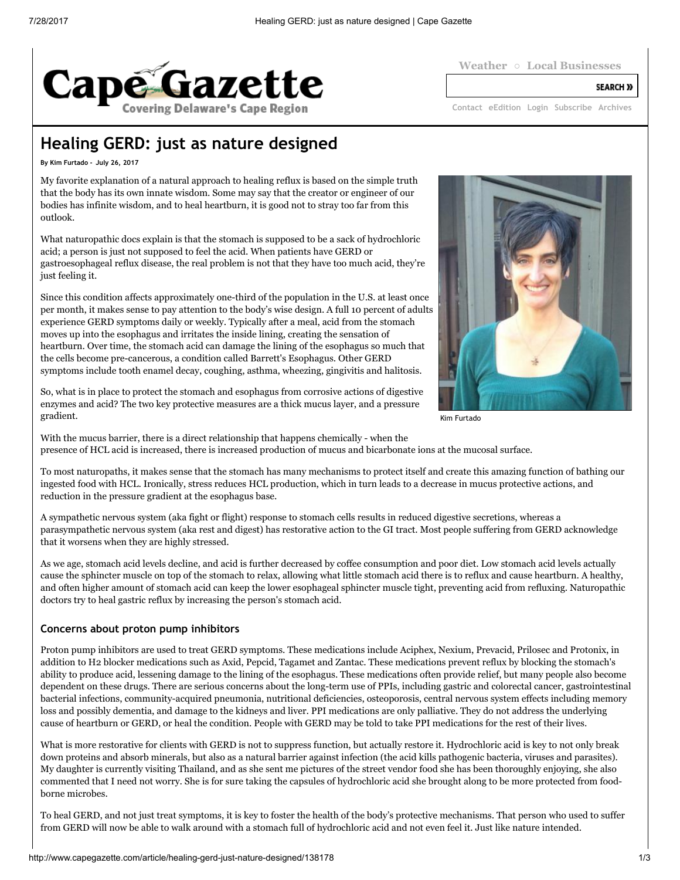# Healing GERD: just as nature designed

**By Kim Furtado - July 26, 2017**

My favorite explanation of a natural approach to healing reflux is based on the simple truth that the body has its own innate wisdom. Some may say that the creator or engineer of our bodies has infinite wisdom, and to heal heartburn, it is good not to stray too far from this outlook.

What naturopathic docs explain is that the stomach is supposed to be a sack of hydrochloric acid; a person is just not supposed to feel the acid. When patients have GERD or gastroesophageal reflux disease, the real problem is not that they have too much acid, they're just feeling it.

Since this condition affects approximately one-third of the population in the U.S. at least once per month, it makes sense to pay attention to the body's wise design. A full 10 percent of adults experience GERD symptoms daily or weekly. Typically after a meal, acid from the stomach moves up into the esophagus and irritates the inside lining, creating the sensation of heartburn. Over time, the stomach acid can damage the lining of the esophagus so much that the cells become pre-cancerous, a condition called Barrett's Esophagus. Other GERD symptoms include tooth enamel decay, coughing, asthma, wheezing, gingivitis and halitosis.

So, what is in place to protect the stomach and esophagus from corrosive actions of digestive enzymes and acid? The two key protective measures are a thick mucus layer, and a pressure gradient.

Kim Furtado

With the mucus barrier, there is a direct relationship that happens chemically - when the presence of HCL acid is increased, there is increased production of mucus and bicarbonate ions at the mucosal surface.

To most naturopaths, it makes sense that the stomach has many mechanisms to protect itself and create this amazing function of bathing our ingested food with HCL. Ironically, stress reduces HCL production, which in turn leads to a decrease in mucus protective actions, and reduction in the pressure gradient at the esophagus base.

A sympathetic nervous system (aka fight or flight) response to stomach cells results in reduced digestive secretions, whereas a parasympathetic nervous system (aka rest and digest) has restorative action to the GI tract. Most people suffering from GERD acknowledge that it worsens when they are highly stressed.

As we age, stomach acid levels decline, and acid is further decreased by coffee consumption and poor diet. Low stomach acid levels actually cause the sphincter muscle on top of the stomach to relax, allowing what little stomach acid there is to reflux and cause heartburn. A healthy, and often higher amount of stomach acid can keep the lower esophageal sphincter muscle tight, preventing acid from refluxing. Naturopathic doctors try to heal gastric reflux by increasing the person's stomach acid.

## Concerns about proton pump inhibitors

Proton pump inhibitors are used to treat GERD symptoms. These medications include Aciphex, Nexium, Prevacid, Prilosec and Protonix, in addition to $H_2$ blocker medications such as Axid, Pepcid, Tagamet and Zantac. These medications prevent reflux by blocking the stomach's ability to produce acid, lessening damage to the lining of the esophagus. These medications often provide relief, but many people also become dependent on these drugs. There are serious concerns about the long-term use of PPIs, including gastric and colorectal cancer, gastrointestinal bacterial infections, community-acquired pneumonia, nutritional deficiencies, osteoporosis, central nervous system effects including memory loss and possibly dementia, and damage to the kidneys and liver. PPI medications are only palliative. They do not address the underlying cause of heartburn or GERD, or heal the condition. People with GERD may be told to take PPI medications for the rest of their lives.

What is more restorative for clients with GERD is not to suppress function, but actually restore it. Hydrochloric acid is key to not only break down proteins and absorb minerals, but also as a natural barrier against infection (the acid kills pathogenic bacteria, viruses and parasites). My daughter is currently visiting Thailand, and as she sent me pictures of the street vendor food she has been thoroughly enjoying, she also commented that I need not worry. She is for sure taking the capsules of hydrochloric acid she brought along to be more protected from food-borne microbes.

To heal GERD, and not just treat symptoms, it is key to foster the health of the body's protective mechanisms. That person who used to suffer from GERD will now be able to walk around with a stomach full of hydrochloric acid and not even feel it. Just like nature intended.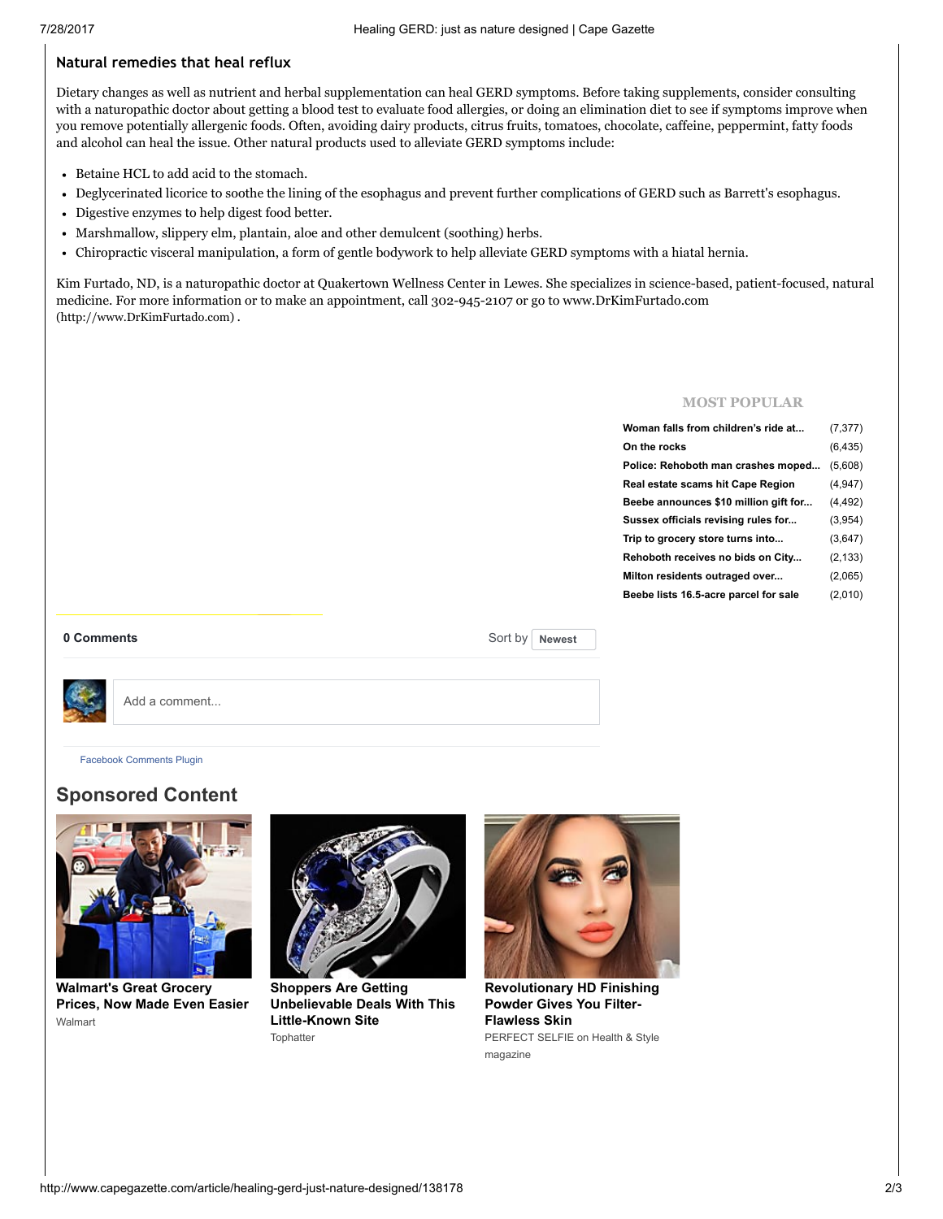## Natural remedies that heal reflux

Dietary changes as well as nutrient and herbal supplementation can heal GERD symptoms. Before taking supplements, consider consulting with a naturopathic doctor about getting a blood test to evaluate food allergies, or doing an elimination diet to see if symptoms improve when you remove potentially allergenic foods. Often, avoiding dairy products, citrus fruits, tomatoes, chocolate, caffeine, peppermint, fatty foods and alcohol can heal the issue. Other natural products used to alleviate GERD symptoms include:

- Betaine HCL to add acid to the stomach.
- Deglycerinated licorice to soothe the lining of the esophagus and prevent further complications of GERD such as Barrett's esophagus.
- Digestive enzymes to help digest food better.
- Marshmallow, slippery elm, plantain, aloe and other demulcent (soothing) herbs.
- Chiropractic visceral manipulation, a form of gentle bodywork to help alleviate GERD symptoms with a hiatal hernia.

Kim Furtado, ND, is a naturopathic doctor at Quakertown Wellness Center in Lewes. She specializes in science-based, patient-focused, natural medicine. For more information or to make an appointment, call 302-945-2107 or go to www.DrKimFurtado.com (http://www.DrKimFurtado.com) .

### MOST POPULAR

| | |
|---|---|
| Woman falls from children's ride at... | (7,377) |
| On the rocks | (6,435) |
| Police: Rehoboth man crashes moped... | (5,608) |
| Real estate scams hit Cape Region | (4,947) |
| Beebe announces $10 million gift for... | (4,492) |
| Sussex officials revising rules for... | (3,954) |
| Trip to grocery store turns into... | (3,647) |
| Rehoboth receives no bids on City... | (2,133) |
| Milton residents outraged over... | (2,065) |
| Beebe lists 16.5-acre parcel for sale | (2,010) |

**0 Comments** Sort by Newest

Add a comment...

Facebook Comments Plugin

## Sponsored Content

**Walmart's Great Grocery Prices, Now Made Even Easier**
Walmart

**Shoppers Are Getting Unbelievable Deals With This Little-Known Site**
Tophatter

**Revolutionary HD Finishing Powder Gives You Filter-Flawless Skin**
PERFECT SELFIE on Health & Style magazine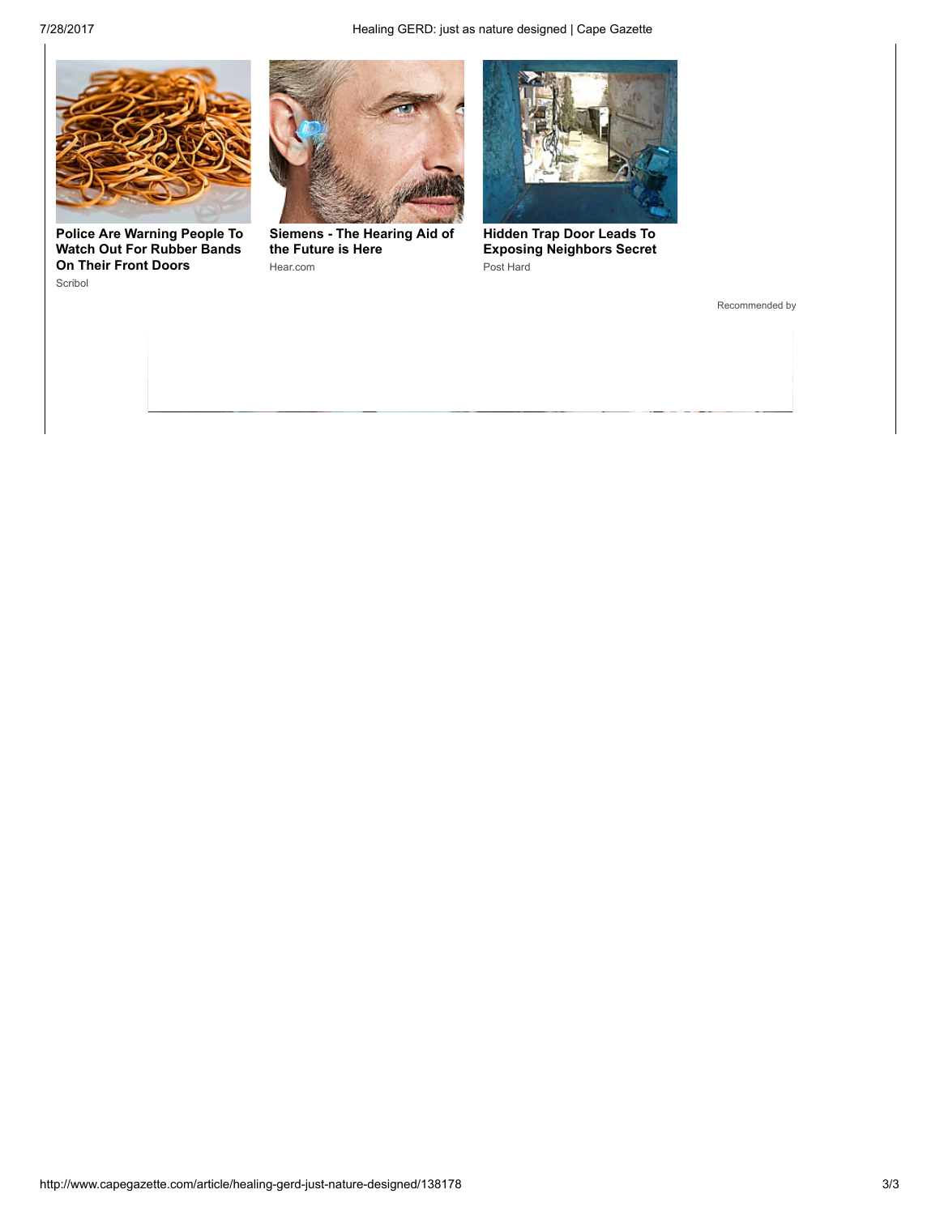**Police Are Warning People To Watch Out For Rubber Bands On Their Front Doors**
Scribol

**Siemens - The Hearing Aid of the Future is Here**
Hear.com

**Hidden Trap Door Leads To Exposing Neighbors Secret**
Post Hard

Recommended by